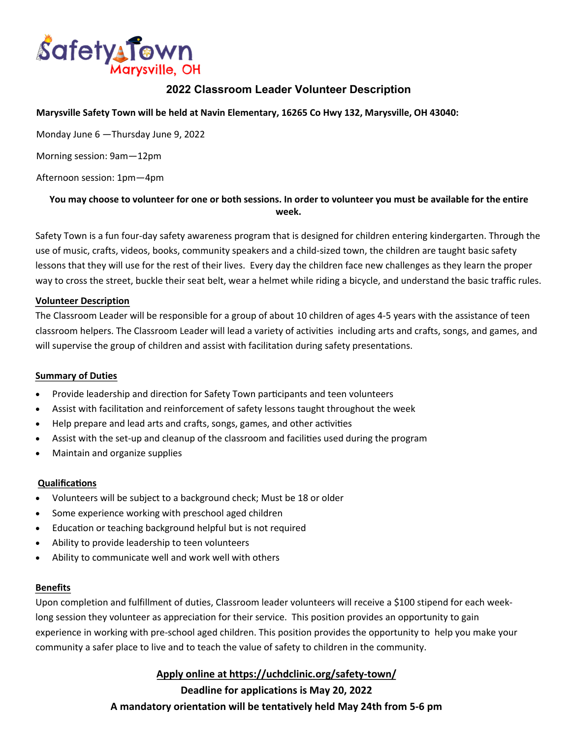Safety Town
Marysville, OH

## 2022 Classroom Leader Volunteer Description

**Marysville Safety Town will be held at Navin Elementary, 16265 Co Hwy 132, Marysville, OH 43040:**

Monday June 6 —Thursday June 9, 2022

Morning session: 9am—12pm

Afternoon session: 1pm—4pm

**You may choose to volunteer for one or both sessions. In order to volunteer you must be available for the entire week.**

Safety Town is a fun four-day safety awareness program that is designed for children entering kindergarten. Through the use of music, crafts, videos, books, community speakers and a child-sized town, the children are taught basic safety lessons that they will use for the rest of their lives. Every day the children face new challenges as they learn the proper way to cross the street, buckle their seat belt, wear a helmet while riding a bicycle, and understand the basic traffic rules.

**Volunteer Description**

The Classroom Leader will be responsible for a group of about 10 children of ages 4-5 years with the assistance of teen classroom helpers. The Classroom Leader will lead a variety of activities including arts and crafts, songs, and games, and will supervise the group of children and assist with facilitation during safety presentations.

**Summary of Duties**

- Provide leadership and direction for Safety Town participants and teen volunteers
- Assist with facilitation and reinforcement of safety lessons taught throughout the week
- Help prepare and lead arts and crafts, songs, games, and other activities
- Assist with the set-up and cleanup of the classroom and facilities used during the program
- Maintain and organize supplies

**Qualifications**

- Volunteers will be subject to a background check; Must be 18 or older
- Some experience working with preschool aged children
- Education or teaching background helpful but is not required
- Ability to provide leadership to teen volunteers
- Ability to communicate well and work well with others

**Benefits**

Upon completion and fulfillment of duties, Classroom leader volunteers will receive a $100 stipend for each week-long session they volunteer as appreciation for their service. This position provides an opportunity to gain experience in working with pre-school aged children. This position provides the opportunity to help you make your community a safer place to live and to teach the value of safety to children in the community.

**Apply online at https://uchdclinic.org/safety-town/**

**Deadline for applications is May 20, 2022**

**A mandatory orientation will be tentatively held May 24th from 5-6 pm**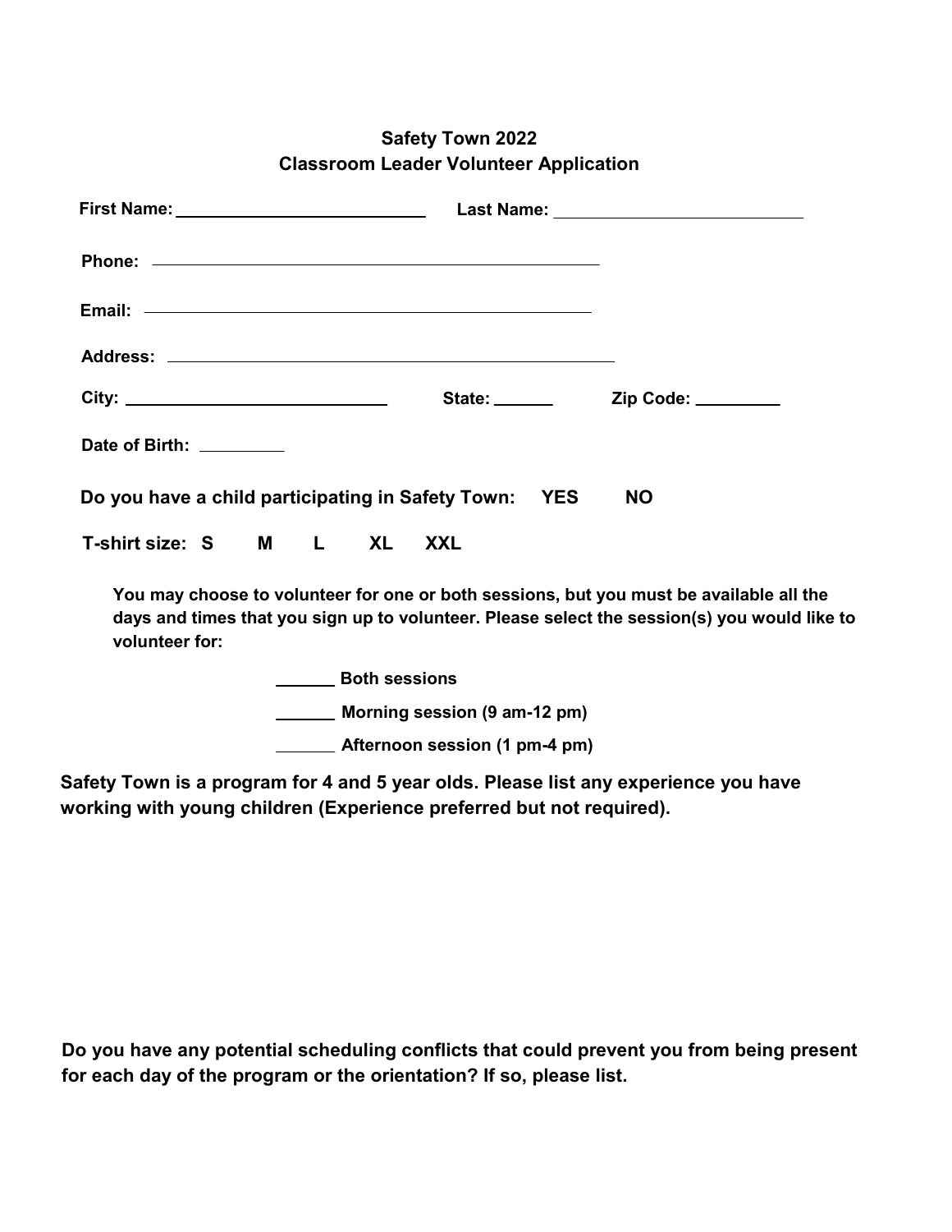## Safety Town 2022
## Classroom Leader Volunteer Application

**First Name:** ____________________________ **Last Name:** ____________________________

**Phone:** ____________________________________________________

**Email:** ____________________________________________________

**Address:** ____________________________________________________

**City:** ____________________________ **State:** _______ **Zip Code:** _________

**Date of Birth:** _________

**Do you have a child participating in Safety Town: YES NO**

**T-shirt size: S M L XL XXL**

**You may choose to volunteer for one or both sessions, but you must be available all the days and times that you sign up to volunteer. Please select the session(s) you would like to volunteer for:**

_______ **Both sessions**

_______ **Morning session (9 am-12 pm)**

_______ **Afternoon session (1 pm-4 pm)**

**Safety Town is a program for 4 and 5 year olds. Please list any experience you have working with young children (Experience preferred but not required).**

**Do you have any potential scheduling conflicts that could prevent you from being present for each day of the program or the orientation? If so, please list.**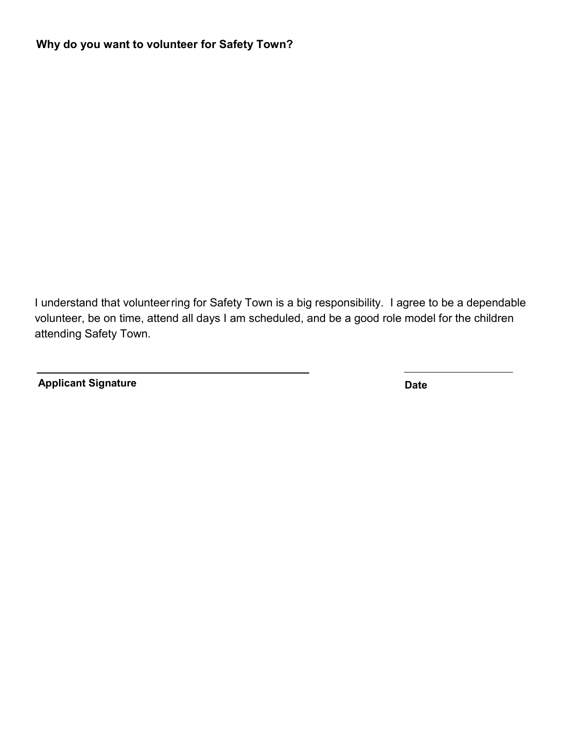**Why do you want to volunteer for Safety Town?**

I understand that volunteerring for Safety Town is a big responsibility. I agree to be a dependable volunteer, be on time, attend all days I am scheduled, and be a good role model for the children attending Safety Town.

\_\_\_\_\_\_\_\_\_\_\_\_\_\_\_\_\_\_\_\_\_\_\_\_\_\_\_\_\_\_\_\_\_\_\_\_\_\_\_\_
**Applicant Signature**

\_\_\_\_\_\_\_\_\_\_\_\_\_\_\_\_\_\_\_\_
**Date**